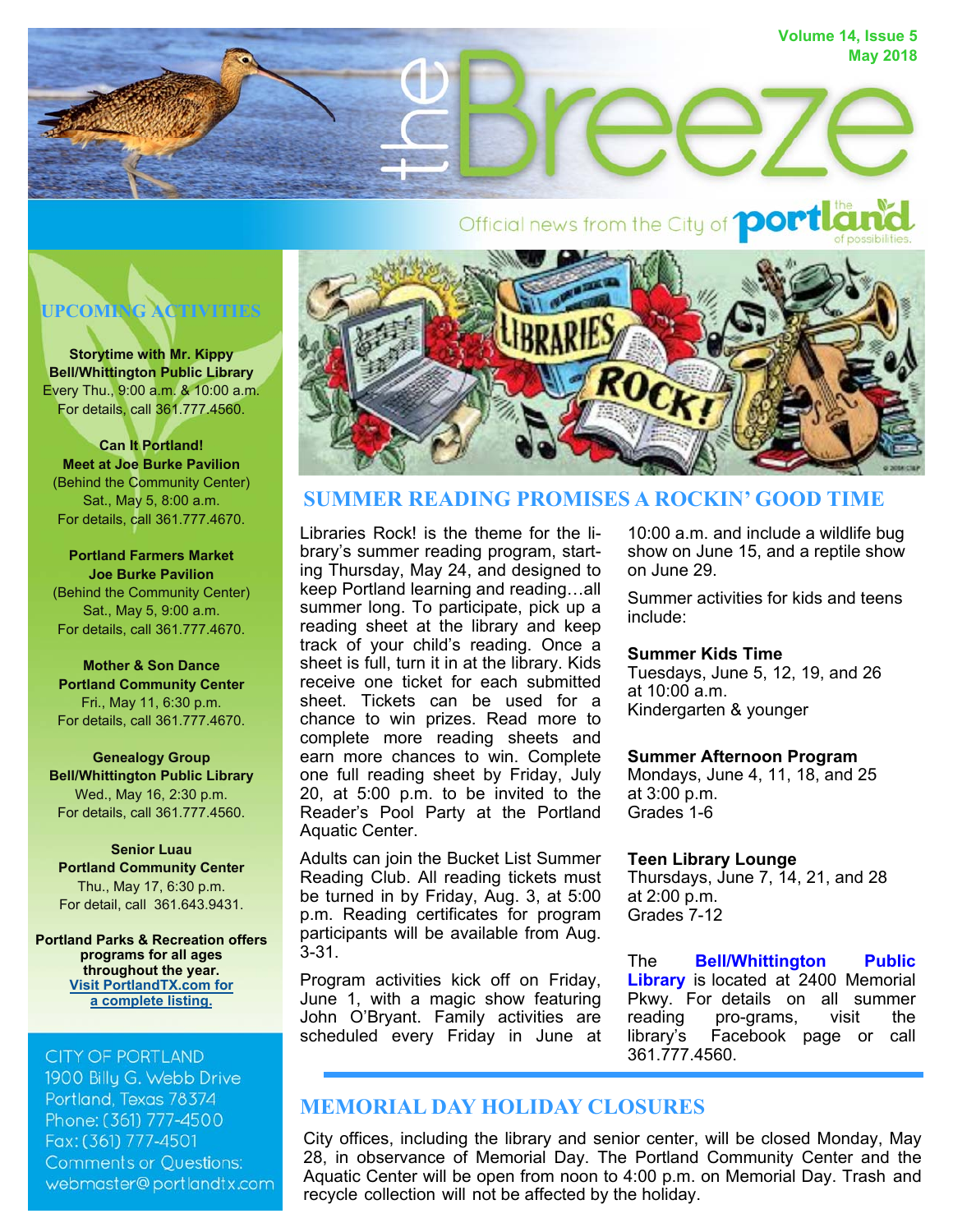# the Breeze

Volume 14, Issue 5
May 2018

Official news from the City of portland — the land of possibilities.

## UPCOMING ACTIVITIES

**Storytime with Mr. Kippy**
**Bell/Whittington Public Library**
Every Thu., 9:00 a.m. & 10:00 a.m.
For details, call 361.777.4560.

**Can It Portland!**
**Meet at Joe Burke Pavilion**
(Behind the Community Center)
Sat., May 5, 8:00 a.m.
For details, call 361.777.4670.

**Portland Farmers Market**
**Joe Burke Pavilion**
(Behind the Community Center)
Sat., May 5, 9:00 a.m.
For details, call 361.777.4670.

**Mother & Son Dance**
**Portland Community Center**
Fri., May 11, 6:30 p.m.
For details, call 361.777.4670.

**Genealogy Group**
**Bell/Whittington Public Library**
Wed., May 16, 2:30 p.m.
For details, call 361.777.4560.

**Senior Luau**
**Portland Community Center**
Thu., May 17, 6:30 p.m.
For detail, call 361.643.9431.

**Portland Parks & Recreation offers programs for all ages throughout the year.**
**Visit PortlandTX.com for a complete listing.**

CITY OF PORTLAND
1900 Billy G. Webb Drive
Portland, Texas 78374
Phone: (361) 777-4500
Fax: (361) 777-4501
Comments or Questions:
webmaster@portlandtx.com

## SUMMER READING PROMISES A ROCKIN' GOOD TIME

Libraries Rock! is the theme for the library's summer reading program, starting Thursday, May 24, and designed to keep Portland learning and reading…all summer long. To participate, pick up a reading sheet at the library and keep track of your child's reading. Once a sheet is full, turn it in at the library. Kids receive one ticket for each submitted sheet. Tickets can be used for a chance to win prizes. Read more to complete more reading sheets and earn more chances to win. Complete one full reading sheet by Friday, July 20, at 5:00 p.m. to be invited to the Reader's Pool Party at the Portland Aquatic Center.

Adults can join the Bucket List Summer Reading Club. All reading tickets must be turned in by Friday, Aug. 3, at 5:00 p.m. Reading certificates for program participants will be available from Aug. 3-31.

Program activities kick off on Friday, June 1, with a magic show featuring John O'Bryant. Family activities are scheduled every Friday in June at 10:00 a.m. and include a wildlife bug show on June 15, and a reptile show on June 29.

Summer activities for kids and teens include:

**Summer Kids Time**
Tuesdays, June 5, 12, 19, and 26 at 10:00 a.m.
Kindergarten & younger

**Summer Afternoon Program**
Mondays, June 4, 11, 18, and 25 at 3:00 p.m.
Grades 1-6

**Teen Library Lounge**
Thursdays, June 7, 14, 21, and 28 at 2:00 p.m.
Grades 7-12

The **Bell/Whittington Public Library** is located at 2400 Memorial Pkwy. For details on all summer reading pro-grams, visit the library's Facebook page or call 361.777.4560.

## MEMORIAL DAY HOLIDAY CLOSURES

City offices, including the library and senior center, will be closed Monday, May 28, in observance of Memorial Day. The Portland Community Center and the Aquatic Center will be open from noon to 4:00 p.m. on Memorial Day. Trash and recycle collection will not be affected by the holiday.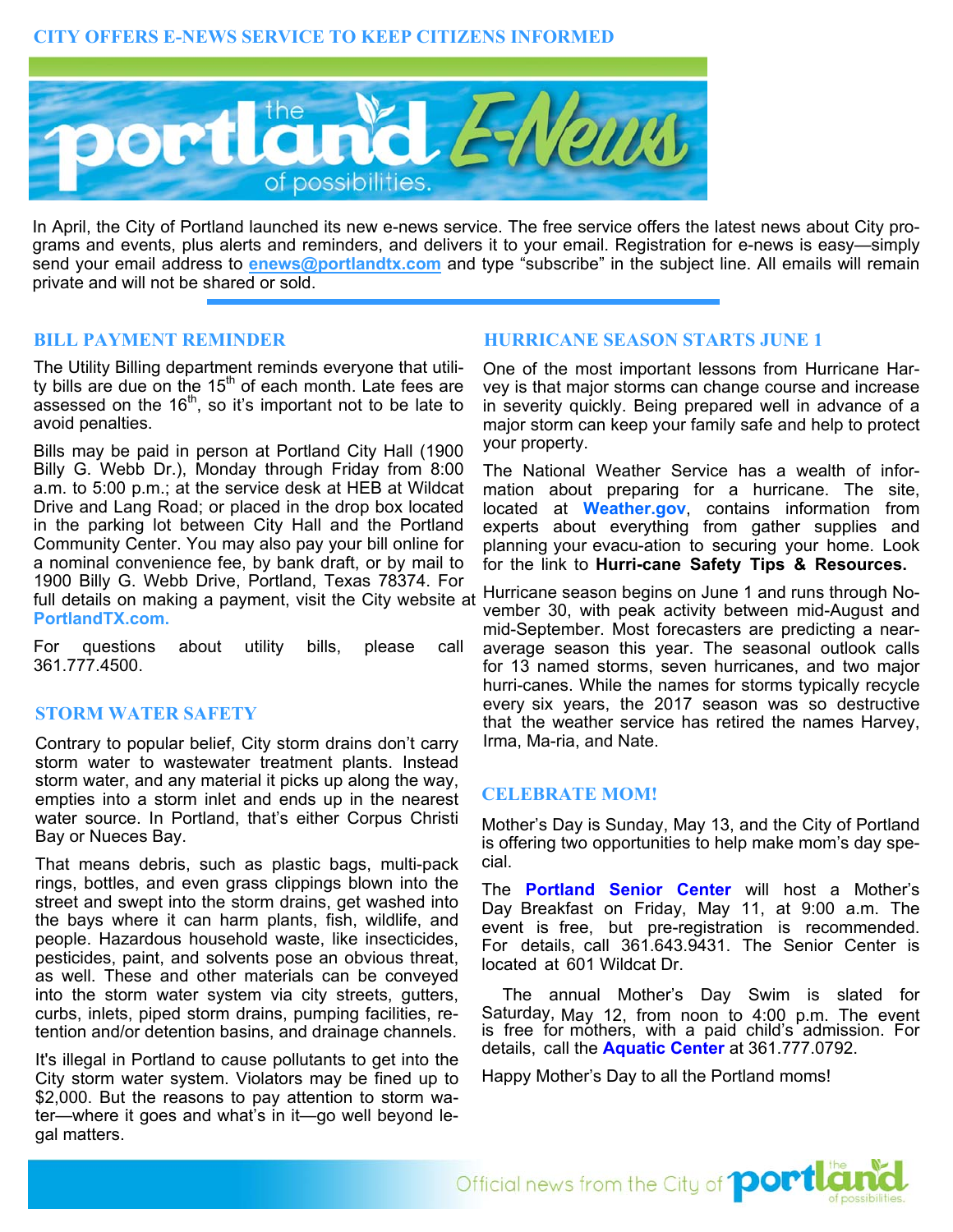## CITY OFFERS E-NEWS SERVICE TO KEEP CITIZENS INFORMED

In April, the City of Portland launched its new e-news service. The free service offers the latest news about City programs and events, plus alerts and reminders, and delivers it to your email. Registration for e-news is easy—simply send your email address to enews@portlandtx.com and type "subscribe" in the subject line. All emails will remain private and will not be shared or sold.

## BILL PAYMENT REMINDER

The Utility Billing department reminds everyone that utility bills are due on the 15th of each month. Late fees are assessed on the 16th, so it's important not to be late to avoid penalties.

Bills may be paid in person at Portland City Hall (1900 Billy G. Webb Dr.), Monday through Friday from 8:00 a.m. to 5:00 p.m.; at the service desk at HEB at Wildcat Drive and Lang Road; or placed in the drop box located in the parking lot between City Hall and the Portland Community Center. You may also pay your bill online for a nominal convenience fee, by bank draft, or by mail to 1900 Billy G. Webb Drive, Portland, Texas 78374. For full details on making a payment, visit the City website at **PortlandTX.com.**

For questions about utility bills, please call 361.777.4500.

## STORM WATER SAFETY

Contrary to popular belief, City storm drains don't carry storm water to wastewater treatment plants. Instead storm water, and any material it picks up along the way, empties into a storm inlet and ends up in the nearest water source. In Portland, that's either Corpus Christi Bay or Nueces Bay.

That means debris, such as plastic bags, multi-pack rings, bottles, and even grass clippings blown into the street and swept into the storm drains, get washed into the bays where it can harm plants, fish, wildlife, and people. Hazardous household waste, like insecticides, pesticides, paint, and solvents pose an obvious threat, as well. These and other materials can be conveyed into the storm water system via city streets, gutters, curbs, inlets, piped storm drains, pumping facilities, retention and/or detention basins, and drainage channels.

It's illegal in Portland to cause pollutants to get into the City storm water system. Violators may be fined up to $2,000. But the reasons to pay attention to storm water—where it goes and what's in it—go well beyond legal matters.

## HURRICANE SEASON STARTS JUNE 1

One of the most important lessons from Hurricane Harvey is that major storms can change course and increase in severity quickly. Being prepared well in advance of a major storm can keep your family safe and help to protect your property.

The National Weather Service has a wealth of information about preparing for a hurricane. The site, located at **Weather.gov**, contains information from experts about everything from gather supplies and planning your evacu-ation to securing your home. Look for the link to **Hurri-cane Safety Tips & Resources.**

Hurricane season begins on June 1 and runs through November 30, with peak activity between mid-August and mid-September. Most forecasters are predicting a near-average season this year. The seasonal outlook calls for 13 named storms, seven hurricanes, and two major hurri-canes. While the names for storms typically recycle every six years, the 2017 season was so destructive that the weather service has retired the names Harvey, Irma, Ma-ria, and Nate.

## CELEBRATE MOM!

Mother's Day is Sunday, May 13, and the City of Portland is offering two opportunities to help make mom's day special.

The **Portland Senior Center** will host a Mother's Day Breakfast on Friday, May 11, at 9:00 a.m. The event is free, but pre-registration is recommended. For details, call 361.643.9431. The Senior Center is located at 601 Wildcat Dr.

The annual Mother's Day Swim is slated for Saturday, May 12, from noon to 4:00 p.m. The event is free for mothers, with a paid child's admission. For details, call the **Aquatic Center** at 361.777.0792.

Happy Mother's Day to all the Portland moms!